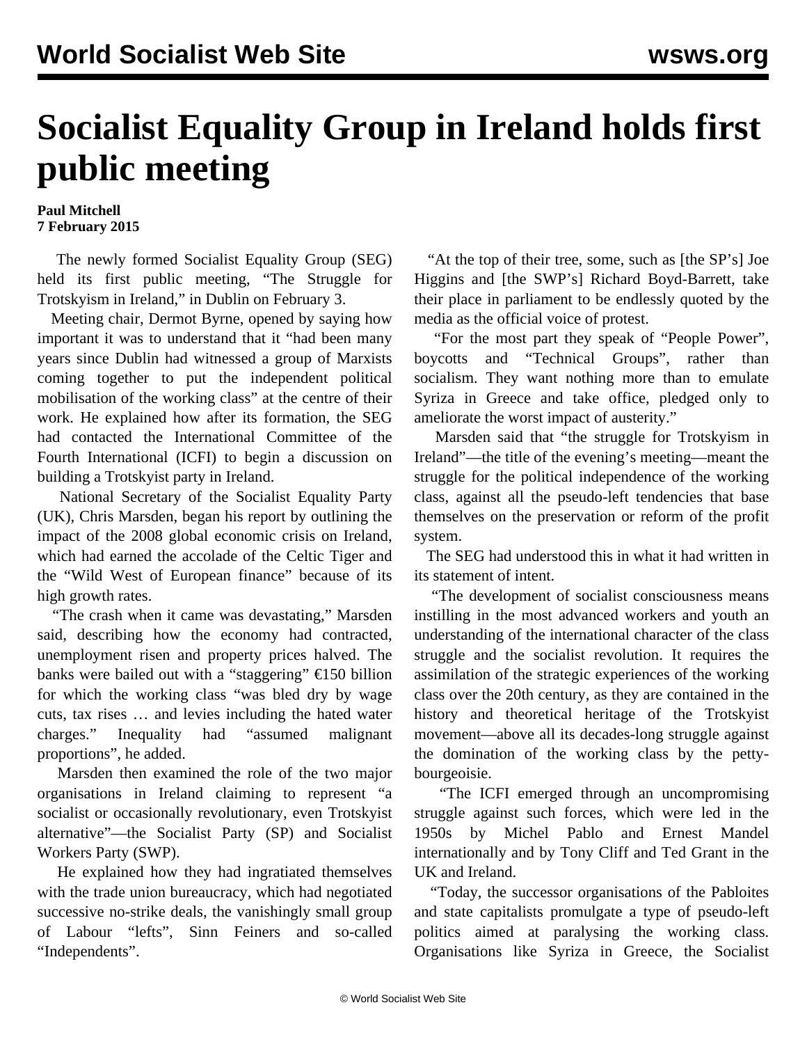# Socialist Equality Group in Ireland holds first public meeting

**Paul Mitchell**
**7 February 2015**

The newly formed Socialist Equality Group (SEG) held its first public meeting, "The Struggle for Trotskyism in Ireland," in Dublin on February 3.

Meeting chair, Dermot Byrne, opened by saying how important it was to understand that it "had been many years since Dublin had witnessed a group of Marxists coming together to put the independent political mobilisation of the working class" at the centre of their work. He explained how after its formation, the SEG had contacted the International Committee of the Fourth International (ICFI) to begin a discussion on building a Trotskyist party in Ireland.

National Secretary of the Socialist Equality Party (UK), Chris Marsden, began his report by outlining the impact of the 2008 global economic crisis on Ireland, which had earned the accolade of the Celtic Tiger and the "Wild West of European finance" because of its high growth rates.

"The crash when it came was devastating," Marsden said, describing how the economy had contracted, unemployment risen and property prices halved. The banks were bailed out with a "staggering" €150 billion for which the working class "was bled dry by wage cuts, tax rises … and levies including the hated water charges." Inequality had "assumed malignant proportions", he added.

Marsden then examined the role of the two major organisations in Ireland claiming to represent "a socialist or occasionally revolutionary, even Trotskyist alternative"—the Socialist Party (SP) and Socialist Workers Party (SWP).

He explained how they had ingratiated themselves with the trade union bureaucracy, which had negotiated successive no-strike deals, the vanishingly small group of Labour "lefts", Sinn Feiners and so-called "Independents".

"At the top of their tree, some, such as [the SP's] Joe Higgins and [the SWP's] Richard Boyd-Barrett, take their place in parliament to be endlessly quoted by the media as the official voice of protest.

"For the most part they speak of "People Power", boycotts and "Technical Groups", rather than socialism. They want nothing more than to emulate Syriza in Greece and take office, pledged only to ameliorate the worst impact of austerity."

Marsden said that "the struggle for Trotskyism in Ireland"—the title of the evening's meeting—meant the struggle for the political independence of the working class, against all the pseudo-left tendencies that base themselves on the preservation or reform of the profit system.

The SEG had understood this in what it had written in its statement of intent.

"The development of socialist consciousness means instilling in the most advanced workers and youth an understanding of the international character of the class struggle and the socialist revolution. It requires the assimilation of the strategic experiences of the working class over the 20th century, as they are contained in the history and theoretical heritage of the Trotskyist movement—above all its decades-long struggle against the domination of the working class by the petty-bourgeoisie.

"The ICFI emerged through an uncompromising struggle against such forces, which were led in the 1950s by Michel Pablo and Ernest Mandel internationally and by Tony Cliff and Ted Grant in the UK and Ireland.

"Today, the successor organisations of the Pabloites and state capitalists promulgate a type of pseudo-left politics aimed at paralysing the working class. Organisations like Syriza in Greece, the Socialist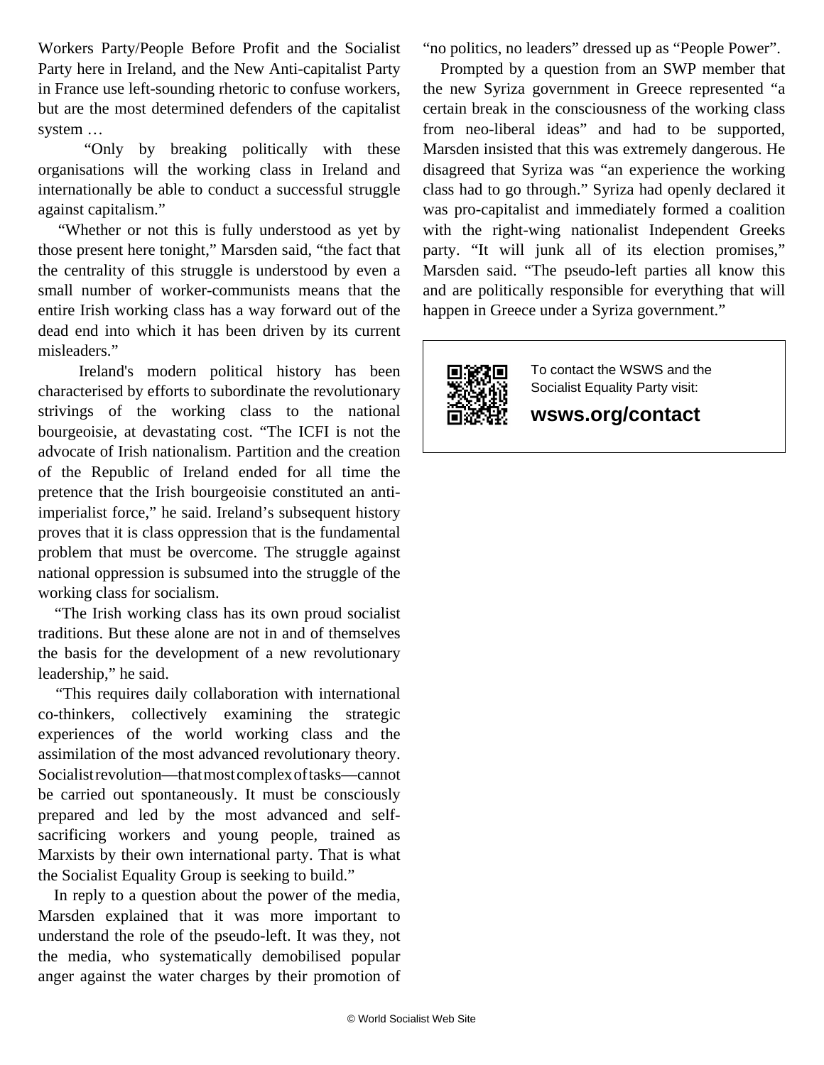Workers Party/People Before Profit and the Socialist Party here in Ireland, and the New Anti-capitalist Party in France use left-sounding rhetoric to confuse workers, but are the most determined defenders of the capitalist system …

"Only by breaking politically with these organisations will the working class in Ireland and internationally be able to conduct a successful struggle against capitalism."

"Whether or not this is fully understood as yet by those present here tonight," Marsden said, "the fact that the centrality of this struggle is understood by even a small number of worker-communists means that the entire Irish working class has a way forward out of the dead end into which it has been driven by its current misleaders."

Ireland's modern political history has been characterised by efforts to subordinate the revolutionary strivings of the working class to the national bourgeoisie, at devastating cost. "The ICFI is not the advocate of Irish nationalism. Partition and the creation of the Republic of Ireland ended for all time the pretence that the Irish bourgeoisie constituted an anti-imperialist force," he said. Ireland's subsequent history proves that it is class oppression that is the fundamental problem that must be overcome. The struggle against national oppression is subsumed into the struggle of the working class for socialism.

"The Irish working class has its own proud socialist traditions. But these alone are not in and of themselves the basis for the development of a new revolutionary leadership," he said.

"This requires daily collaboration with international co-thinkers, collectively examining the strategic experiences of the world working class and the assimilation of the most advanced revolutionary theory. Socialist revolution—that most complex of tasks—cannot be carried out spontaneously. It must be consciously prepared and led by the most advanced and self-sacrificing workers and young people, trained as Marxists by their own international party. That is what the Socialist Equality Group is seeking to build."

In reply to a question about the power of the media, Marsden explained that it was more important to understand the role of the pseudo-left. It was they, not the media, who systematically demobilised popular anger against the water charges by their promotion of "no politics, no leaders" dressed up as "People Power".

Prompted by a question from an SWP member that the new Syriza government in Greece represented "a certain break in the consciousness of the working class from neo-liberal ideas" and had to be supported, Marsden insisted that this was extremely dangerous. He disagreed that Syriza was "an experience the working class had to go through." Syriza had openly declared it was pro-capitalist and immediately formed a coalition with the right-wing nationalist Independent Greeks party. "It will junk all of its election promises," Marsden said. "The pseudo-left parties all know this and are politically responsible for everything that will happen in Greece under a Syriza government."

To contact the WSWS and the Socialist Equality Party visit:

**wsws.org/contact**